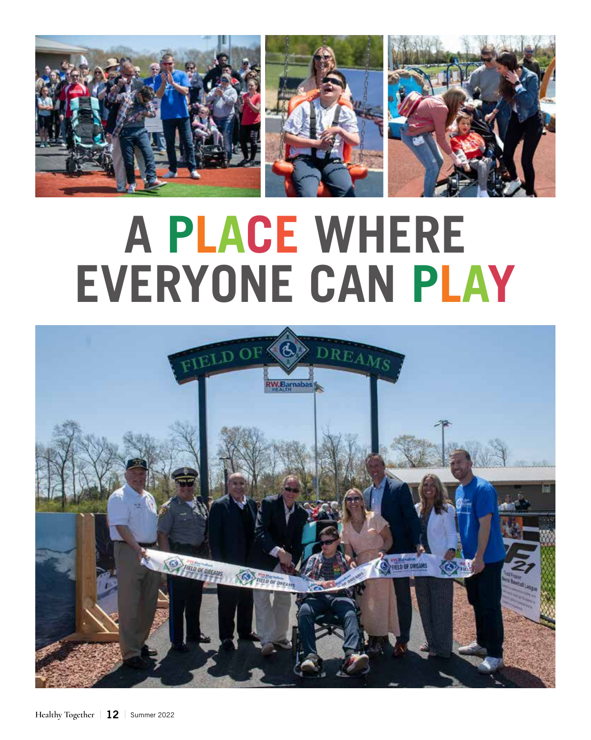# A PLACE WHERE EVERYONE CAN PLAY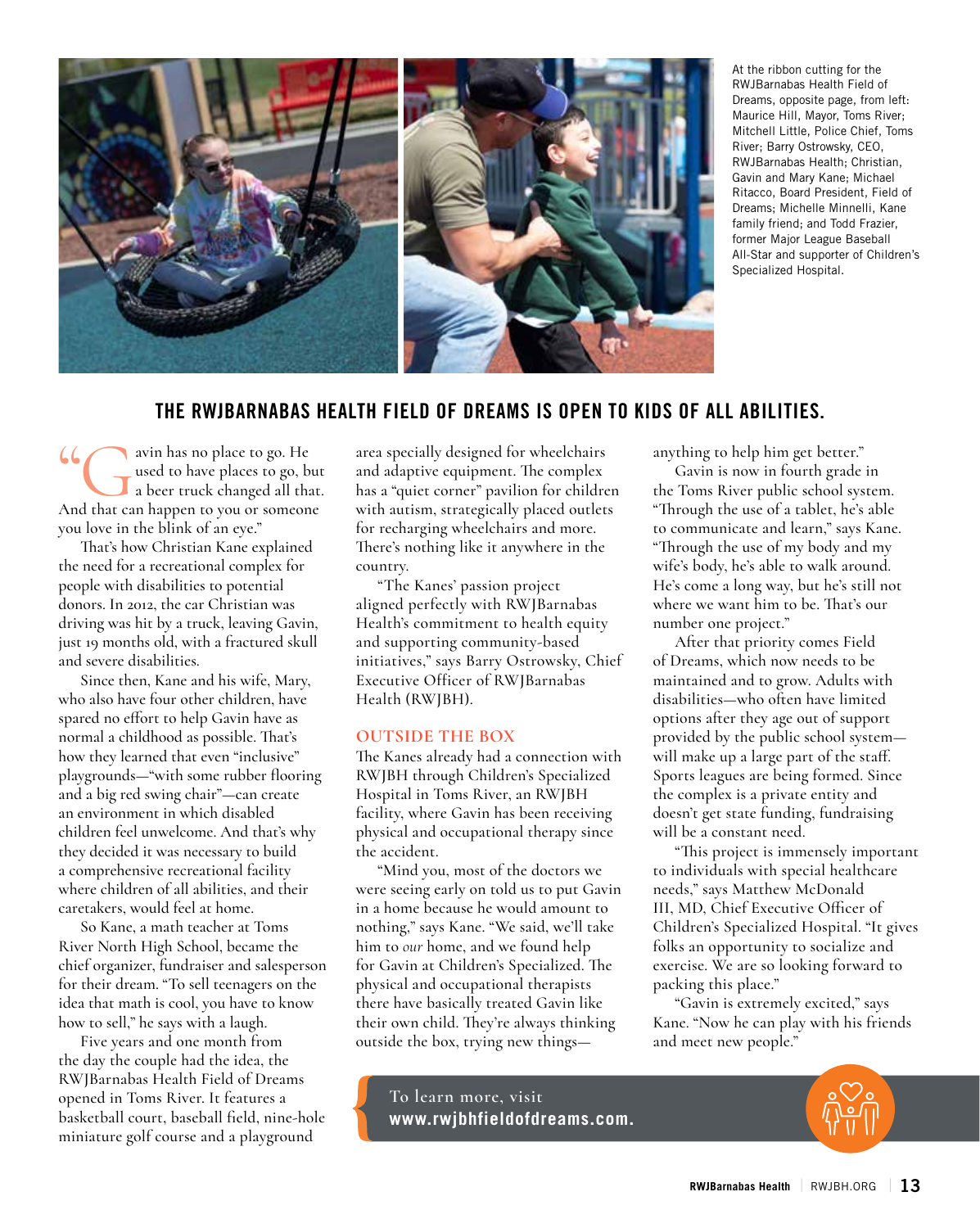At the ribbon cutting for the RWJBarnabas Health Field of Dreams, opposite page, from left: Maurice Hill, Mayor, Toms River; Mitchell Little, Police Chief, Toms River; Barry Ostrowsky, CEO, RWJBarnabas Health; Christian, Gavin and Mary Kane; Michael Ritacco, Board President, Field of Dreams; Michelle Minnelli, Kane family friend; and Todd Frazier, former Major League Baseball All-Star and supporter of Children's Specialized Hospital.

## THE RWJBARNABAS HEALTH FIELD OF DREAMS IS OPEN TO KIDS OF ALL ABILITIES.

"Gavin has no place to go. He used to have places to go, but a beer truck changed all that. And that can happen to you or someone you love in the blink of an eye."

That's how Christian Kane explained the need for a recreational complex for people with disabilities to potential donors. In 2012, the car Christian was driving was hit by a truck, leaving Gavin, just 19 months old, with a fractured skull and severe disabilities.

Since then, Kane and his wife, Mary, who also have four other children, have spared no effort to help Gavin have as normal a childhood as possible. That's how they learned that even "inclusive" playgrounds—"with some rubber flooring and a big red swing chair"—can create an environment in which disabled children feel unwelcome. And that's why they decided it was necessary to build a comprehensive recreational facility where children of all abilities, and their caretakers, would feel at home.

So Kane, a math teacher at Toms River North High School, became the chief organizer, fundraiser and salesperson for their dream. "To sell teenagers on the idea that math is cool, you have to know how to sell," he says with a laugh.

Five years and one month from the day the couple had the idea, the RWJBarnabas Health Field of Dreams opened in Toms River. It features a basketball court, baseball field, nine-hole miniature golf course and a playground area specially designed for wheelchairs and adaptive equipment. The complex has a "quiet corner" pavilion for children with autism, strategically placed outlets for recharging wheelchairs and more. There's nothing like it anywhere in the country.

"The Kanes' passion project aligned perfectly with RWJBarnabas Health's commitment to health equity and supporting community-based initiatives," says Barry Ostrowsky, Chief Executive Officer of RWJBarnabas Health (RWJBH).

### OUTSIDE THE BOX

The Kanes already had a connection with RWJBH through Children's Specialized Hospital in Toms River, an RWJBH facility, where Gavin has been receiving physical and occupational therapy since the accident.

"Mind you, most of the doctors we were seeing early on told us to put Gavin in a home because he would amount to nothing," says Kane. "We said, we'll take him to *our* home, and we found help for Gavin at Children's Specialized. The physical and occupational therapists there have basically treated Gavin like their own child. They're always thinking outside the box, trying new things—anything to help him get better."

Gavin is now in fourth grade in the Toms River public school system. "Through the use of a tablet, he's able to communicate and learn," says Kane. "Through the use of my body and my wife's body, he's able to walk around. He's come a long way, but he's still not where we want him to be. That's our number one project."

After that priority comes Field of Dreams, which now needs to be maintained and to grow. Adults with disabilities—who often have limited options after they age out of support provided by the public school system—will make up a large part of the staff. Sports leagues are being formed. Since the complex is a private entity and doesn't get state funding, fundraising will be a constant need.

"This project is immensely important to individuals with special healthcare needs," says Matthew McDonald III, MD, Chief Executive Officer of Children's Specialized Hospital. "It gives folks an opportunity to socialize and exercise. We are so looking forward to packing this place."

"Gavin is extremely excited," says Kane. "Now he can play with his friends and meet new people."

To learn more, visit **www.rwjbhfieldofdreams.com.**